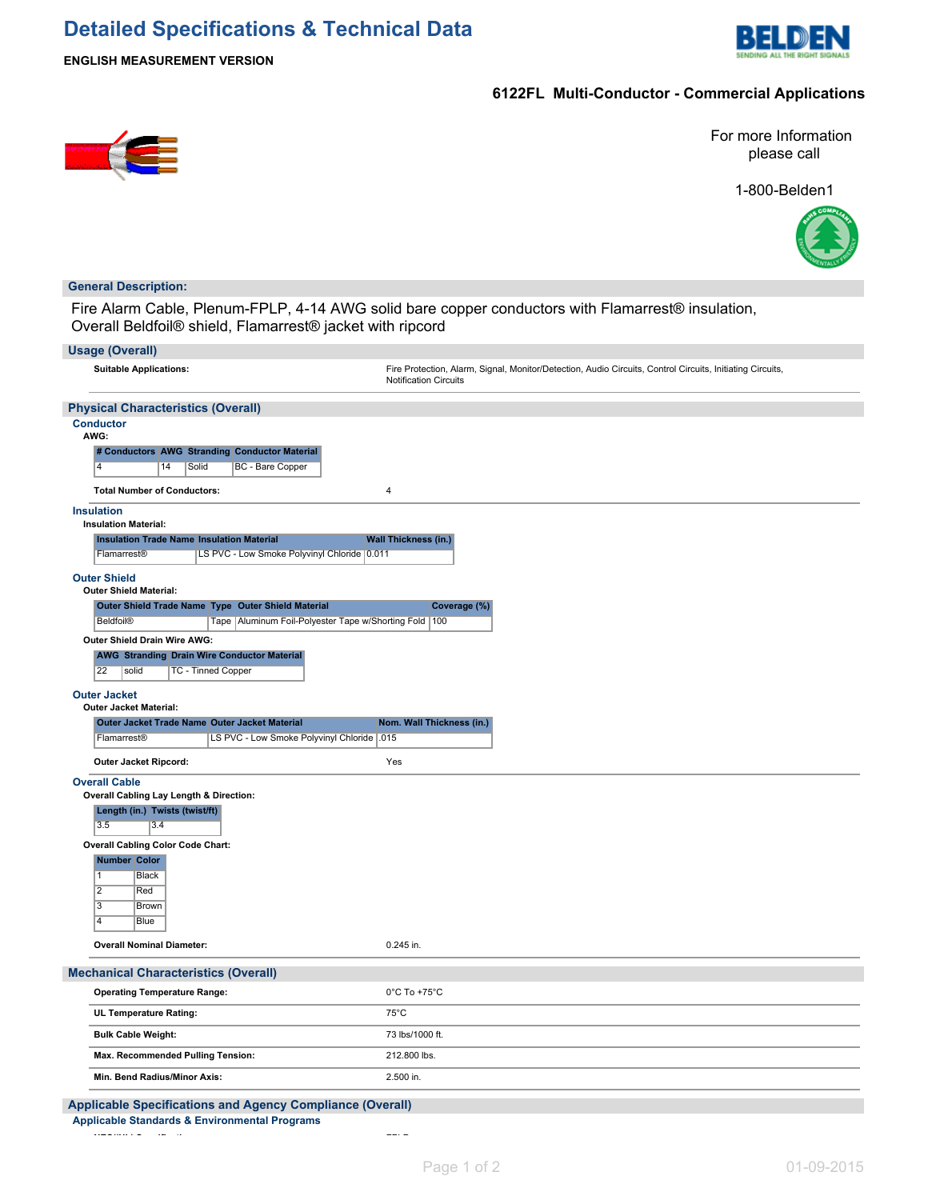# Detailed Specifications & Technical Data

**ENGLISH MEASUREMENT VERSION**

## 6122FL Multi-Conductor - Commercial Applications

For more Information please call

1-800-Belden1

## General Description:

Fire Alarm Cable, Plenum-FPLP, 4-14 AWG solid bare copper conductors with Flamarrest® insulation, Overall Beldfoil® shield, Flamarrest® jacket with ripcord

## Usage (Overall)

| | |
|---|---|
| **Suitable Applications:** | Fire Protection, Alarm, Signal, Monitor/Detection, Audio Circuits, Control Circuits, Initiating Circuits, Notification Circuits |

## Physical Characteristics (Overall)

### Conductor

**AWG:**

| # Conductors | AWG | Stranding | Conductor Material |
|---|---|---|---|
| 4 | 14 | Solid | BC - Bare Copper |

**Total Number of Conductors:** 4

### Insulation

**Insulation Material:**

| Insulation Trade Name | Insulation Material | Wall Thickness (in.) |
|---|---|---|
| Flamarrest® | LS PVC - Low Smoke Polyvinyl Chloride | 0.011 |

### Outer Shield

**Outer Shield Material:**

| Outer Shield Trade Name | Type | Outer Shield Material | Coverage (%) |
|---|---|---|---|
| Beldfoil® | Tape | Aluminum Foil-Polyester Tape w/Shorting Fold | 100 |

**Outer Shield Drain Wire AWG:**

| AWG | Stranding | Drain Wire Conductor Material |
|---|---|---|
| 22 | solid | TC - Tinned Copper |

### Outer Jacket

**Outer Jacket Material:**

| Outer Jacket Trade Name | Outer Jacket Material | Nom. Wall Thickness (in.) |
|---|---|---|
| Flamarrest® | LS PVC - Low Smoke Polyvinyl Chloride | .015 |

**Outer Jacket Ripcord:** Yes

### Overall Cable

**Overall Cabling Lay Length & Direction:**

| Length (in.) | Twists (twist/ft) |
|---|---|
| 3.5 | 3.4 |

**Overall Cabling Color Code Chart:**

| Number | Color |
|---|---|
| 1 | Black |
| 2 | Red |
| 3 | Brown |
| 4 | Blue |

**Overall Nominal Diameter:** 0.245 in.

## Mechanical Characteristics (Overall)

| | |
|---|---|
| **Operating Temperature Range:** | 0°C To +75°C |
| **UL Temperature Rating:** | 75°C |
| **Bulk Cable Weight:** | 73 lbs/1000 ft. |
| **Max. Recommended Pulling Tension:** | 212.800 lbs. |
| **Min. Bend Radius/Minor Axis:** | 2.500 in. |

## Applicable Specifications and Agency Compliance (Overall)

### Applicable Standards & Environmental Programs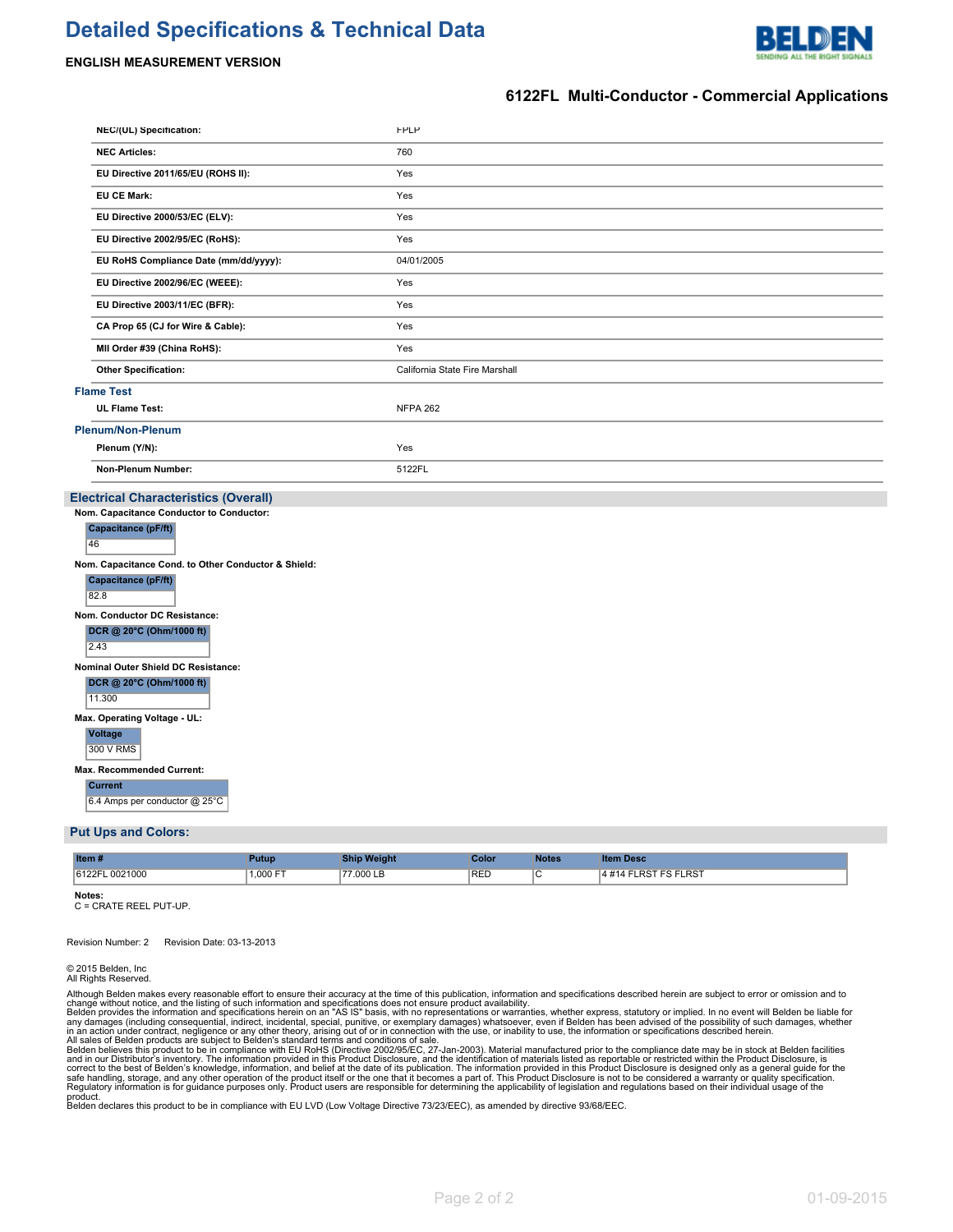# Detailed Specifications & Technical Data

**ENGLISH MEASUREMENT VERSION**

## 6122FL Multi-Conductor - Commercial Applications

| | |
|---|---|
| **NEC/(UL) Specification:** | FPLP |
| **NEC Articles:** | 760 |
| **EU Directive 2011/65/EU (ROHS II):** | Yes |
| **EU CE Mark:** | Yes |
| **EU Directive 2000/53/EC (ELV):** | Yes |
| **EU Directive 2002/95/EC (RoHS):** | Yes |
| **EU RoHS Compliance Date (mm/dd/yyyy):** | 04/01/2005 |
| **EU Directive 2002/96/EC (WEEE):** | Yes |
| **EU Directive 2003/11/EC (BFR):** | Yes |
| **CA Prop 65 (CJ for Wire & Cable):** | Yes |
| **MII Order #39 (China RoHS):** | Yes |
| **Other Specification:** | California State Fire Marshall |

### Flame Test

| | |
|---|---|
| **UL Flame Test:** | NFPA 262 |

### Plenum/Non-Plenum

| | |
|---|---|
| **Plenum (Y/N):** | Yes |
| **Non-Plenum Number:** | 5122FL |

## Electrical Characteristics (Overall)

**Nom. Capacitance Conductor to Conductor:**

| Capacitance (pF/ft) |
|---|
| 46 |

**Nom. Capacitance Cond. to Other Conductor & Shield:**

| Capacitance (pF/ft) |
|---|
| 82.8 |

**Nom. Conductor DC Resistance:**

| DCR @ 20°C (Ohm/1000 ft) |
|---|
| 2.43 |

**Nominal Outer Shield DC Resistance:**

| DCR @ 20°C (Ohm/1000 ft) |
|---|
| 11.300 |

**Max. Operating Voltage - UL:**

| Voltage |
|---|
| 300 V RMS |

**Max. Recommended Current:**

| Current |
|---|
| 6.4 Amps per conductor @ 25°C |

## Put Ups and Colors:

| Item # | Putup | Ship Weight | Color | Notes | Item Desc |
|---|---|---|---|---|---|
| 6122FL 0021000 | 1,000 FT | 77.000 LB | RED | C | 4 #14 FLRST FS FLRST |

**Notes:**
C = CRATE REEL PUT-UP.

Revision Number: 2 Revision Date: 03-13-2013

© 2015 Belden, Inc
All Rights Reserved.

Although Belden makes every reasonable effort to ensure their accuracy at the time of this publication, information and specifications described herein are subject to error or omission and to change without notice, and the listing of such information and specifications does not ensure product availability.
Belden provides the information and specifications herein on an "AS IS" basis, with no representations or warranties, whether express, statutory or implied. In no event will Belden be liable for any damages (including consequential, indirect, incidental, special, punitive, or exemplary damages) whatsoever, even if Belden has been advised of the possibility of such damages, whether in an action under contract, negligence or any other theory, arising out of or in connection with the use, or inability to use, the information or specifications described herein.
All sales of Belden products are subject to Belden's standard terms and conditions of sale.
Belden believes this product to be in compliance with EU RoHS (Directive 2002/95/EC, 27-Jan-2003). Material manufactured prior to the compliance date may be in stock at Belden facilities and in our Distributor's inventory. The information provided in this Product Disclosure, and the identification of materials listed as reportable or restricted within the Product Disclosure, is correct to the best of Belden's knowledge, information, and belief at the date of its publication. The information provided in this Product Disclosure is designed only as a general guide for the safe handling, storage, and any other operation of the product itself or the one that it becomes a part of. This Product Disclosure is not to be considered a warranty or quality specification. Regulatory information is for guidance purposes only. Product users are responsible for determining the applicability of legislation and regulations based on their individual usage of the product.
Belden declares this product to be in compliance with EU LVD (Low Voltage Directive 73/23/EEC), as amended by directive 93/68/EEC.